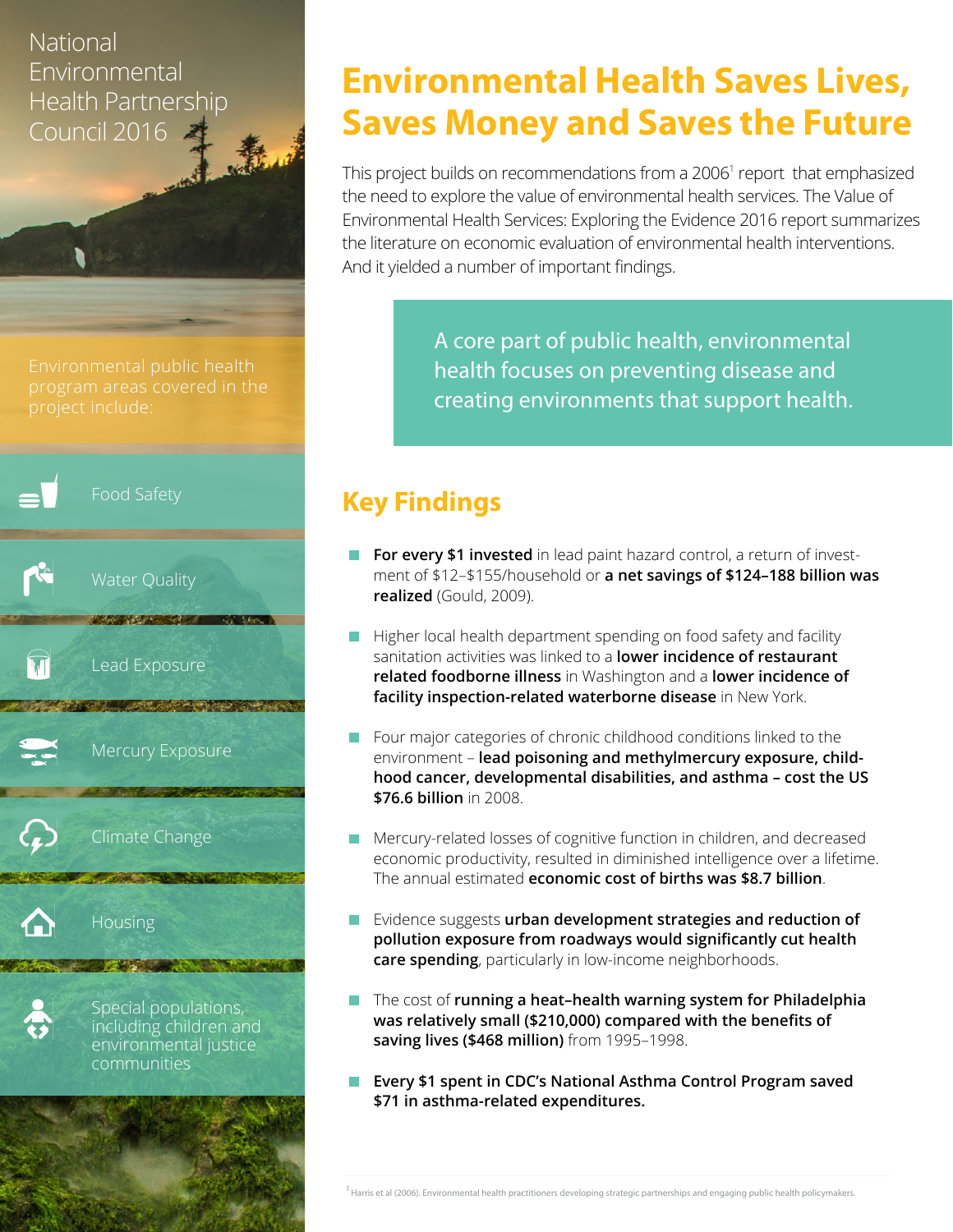National Environmental Health Partnership Council 2016

Environmental public health program areas covered in the project include:

- Food Safety
- Water Quality
- Lead Exposure
- Mercury Exposure
- Climate Change
- Housing
- Special populations, including children and environmental justice communities

# Environmental Health Saves Lives, Saves Money and Saves the Future

This project builds on recommendations from a 2006[1] report that emphasized the need to explore the value of environmental health services. The Value of Environmental Health Services: Exploring the Evidence 2016 report summarizes the literature on economic evaluation of environmental health interventions. And it yielded a number of important findings.

> A core part of public health, environmental health focuses on preventing disease and creating environments that support health.

## Key Findings

- **For every $1 invested** in lead paint hazard control, a return of investment of $12–$155/household or **a net savings of $124–188 billion was realized** (Gould, 2009).
- Higher local health department spending on food safety and facility sanitation activities was linked to a **lower incidence of restaurant related foodborne illness** in Washington and a **lower incidence of facility inspection-related waterborne disease** in New York.
- Four major categories of chronic childhood conditions linked to the environment – **lead poisoning and methylmercury exposure, childhood cancer, developmental disabilities, and asthma – cost the US $76.6 billion** in 2008.
- Mercury-related losses of cognitive function in children, and decreased economic productivity, resulted in diminished intelligence over a lifetime. The annual estimated **economic cost of births was $8.7 billion**.
- Evidence suggests **urban development strategies and reduction of pollution exposure from roadways would significantly cut health care spending**, particularly in low-income neighborhoods.
- The cost of **running a heat–health warning system for Philadelphia was relatively small ($210,000) compared with the benefits of saving lives ($468 million)** from 1995–1998.
- **Every $1 spent in CDC's National Asthma Control Program saved $71 in asthma-related expenditures.**

[1] Harris et al (2006). Environmental health practitioners developing strategic partnerships and engaging public health policymakers.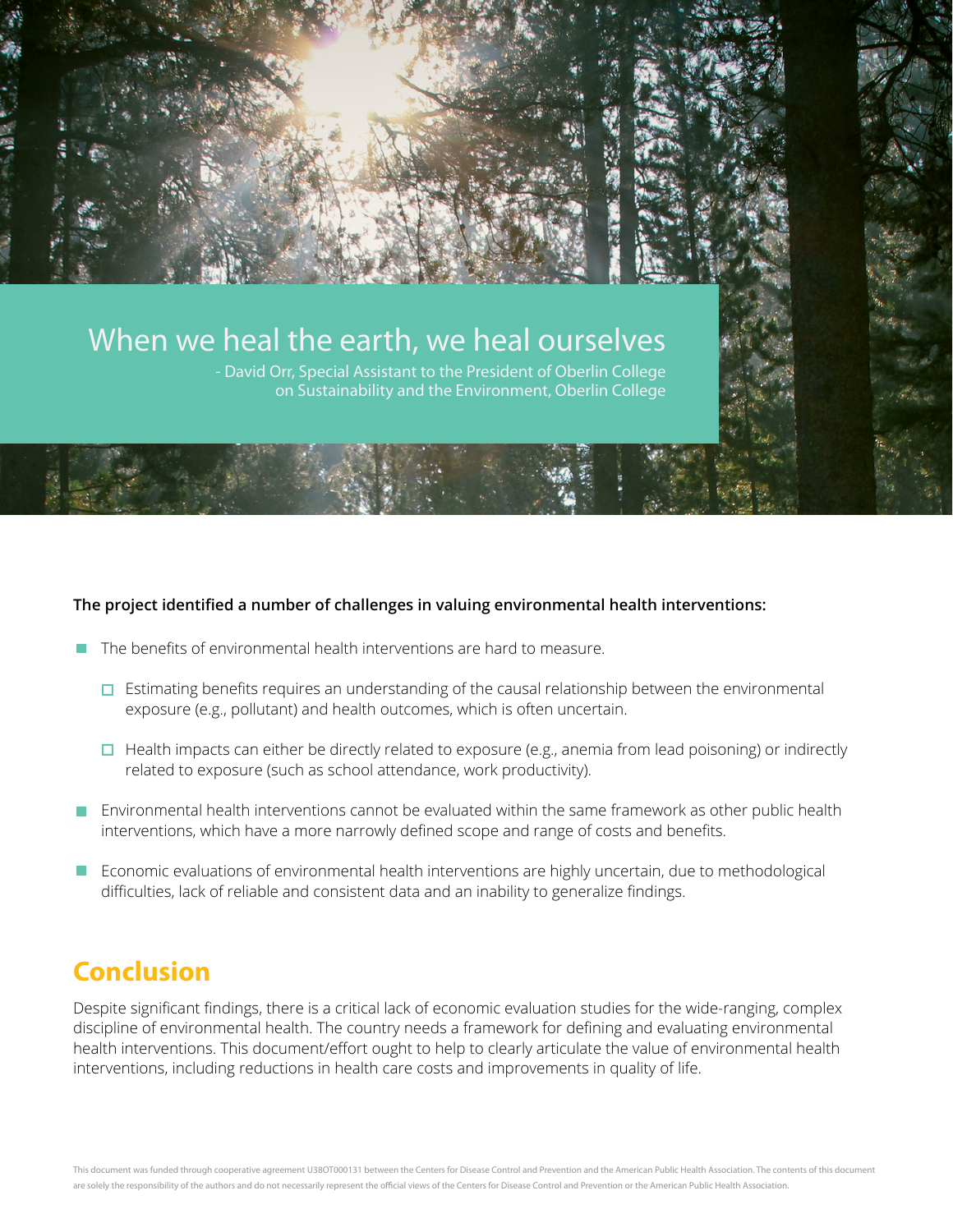When we heal the earth, we heal ourselves

- David Orr, Special Assistant to the President of Oberlin College on Sustainability and the Environment, Oberlin College

**The project identified a number of challenges in valuing environmental health interventions:**

- The benefits of environmental health interventions are hard to measure.
  - Estimating benefits requires an understanding of the causal relationship between the environmental exposure (e.g., pollutant) and health outcomes, which is often uncertain.
  - Health impacts can either be directly related to exposure (e.g., anemia from lead poisoning) or indirectly related to exposure (such as school attendance, work productivity).
- Environmental health interventions cannot be evaluated within the same framework as other public health interventions, which have a more narrowly defined scope and range of costs and benefits.
- Economic evaluations of environmental health interventions are highly uncertain, due to methodological difficulties, lack of reliable and consistent data and an inability to generalize findings.

## Conclusion

Despite significant findings, there is a critical lack of economic evaluation studies for the wide-ranging, complex discipline of environmental health. The country needs a framework for defining and evaluating environmental health interventions. This document/effort ought to help to clearly articulate the value of environmental health interventions, including reductions in health care costs and improvements in quality of life.

This document was funded through cooperative agreement U38OT000131 between the Centers for Disease Control and Prevention and the American Public Health Association. The contents of this document are solely the responsibility of the authors and do not necessarily represent the official views of the Centers for Disease Control and Prevention or the American Public Health Association.